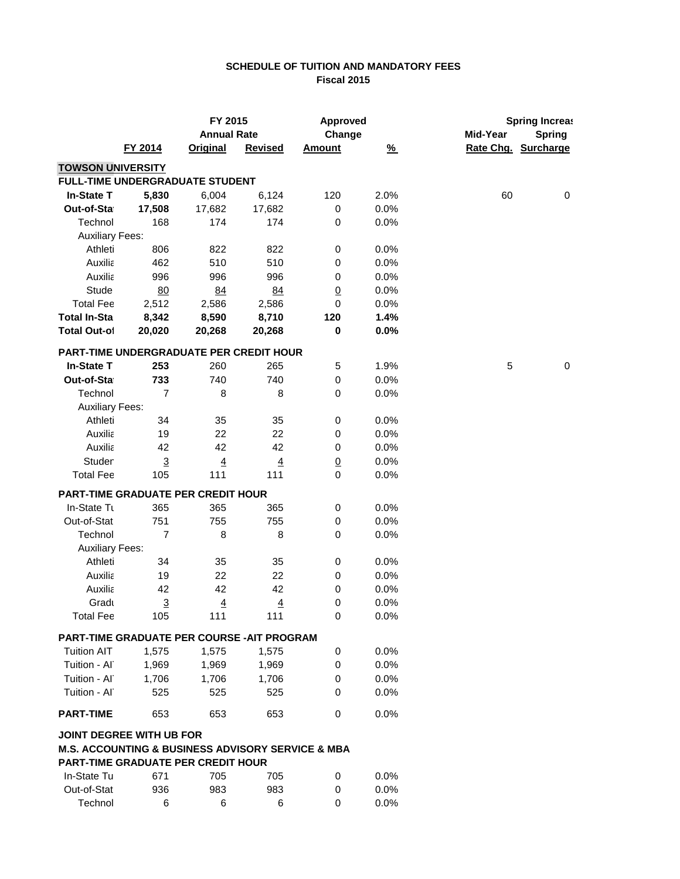# SCHEDULE OF TUITION AND MANDATORY FEES
## Fiscal 2015

| | FY 2014 | FY 2015 Annual Rate Original | FY 2015 Annual Rate Revised | Approved Change Amount | % | Spring Increas Mid-Year Rate Chg. | Spring Increas Spring Surcharge |
|---|---|---|---|---|---|---|---|
| **TOWSON UNIVERSITY** | | | | | | | |
| **FULL-TIME UNDERGRADUATE STUDENT** | | | | | | | |
| **In-State T** | **5,830** | 6,004 | 6,124 | 120 | 2.0% | 60 | 0 |
| **Out-of-Sta** | **17,508** | 17,682 | 17,682 | 0 | 0.0% | | |
| Technol | 168 | 174 | 174 | 0 | 0.0% | | |
| Auxiliary Fees: | | | | | | | |
| Athleti | 806 | 822 | 822 | 0 | 0.0% | | |
| Auxilia | 462 | 510 | 510 | 0 | 0.0% | | |
| Auxilia | 996 | 996 | 996 | 0 | 0.0% | | |
| Stude | 80 | 84 | 84 | 0 | 0.0% | | |
| Total Fee | 2,512 | 2,586 | 2,586 | 0 | 0.0% | | |
| **Total In-Sta** | **8,342** | **8,590** | **8,710** | **120** | **1.4%** | | |
| **Total Out-of** | **20,020** | **20,268** | **20,268** | **0** | **0.0%** | | |
| **PART-TIME UNDERGRADUATE PER CREDIT HOUR** | | | | | | | |
| **In-State T** | **253** | 260 | 265 | 5 | 1.9% | 5 | 0 |
| **Out-of-Sta** | **733** | 740 | 740 | 0 | 0.0% | | |
| Technol | 7 | 8 | 8 | 0 | 0.0% | | |
| Auxiliary Fees: | | | | | | | |
| Athleti | 34 | 35 | 35 | 0 | 0.0% | | |
| Auxilia | 19 | 22 | 22 | 0 | 0.0% | | |
| Auxilia | 42 | 42 | 42 | 0 | 0.0% | | |
| Studer | 3 | 4 | 4 | 0 | 0.0% | | |
| Total Fee | 105 | 111 | 111 | 0 | 0.0% | | |
| **PART-TIME GRADUATE PER CREDIT HOUR** | | | | | | | |
| In-State Tu | 365 | 365 | 365 | 0 | 0.0% | | |
| Out-of-Stat | 751 | 755 | 755 | 0 | 0.0% | | |
| Technol | 7 | 8 | 8 | 0 | 0.0% | | |
| Auxiliary Fees: | | | | | | | |
| Athleti | 34 | 35 | 35 | 0 | 0.0% | | |
| Auxilia | 19 | 22 | 22 | 0 | 0.0% | | |
| Auxilia | 42 | 42 | 42 | 0 | 0.0% | | |
| Gradu | 3 | 4 | 4 | 0 | 0.0% | | |
| Total Fee | 105 | 111 | 111 | 0 | 0.0% | | |
| **PART-TIME GRADUATE PER COURSE -AIT PROGRAM** | | | | | | | |
| Tuition AIT | 1,575 | 1,575 | 1,575 | 0 | 0.0% | | |
| Tuition - AI | 1,969 | 1,969 | 1,969 | 0 | 0.0% | | |
| Tuition - AI | 1,706 | 1,706 | 1,706 | 0 | 0.0% | | |
| Tuition - AI | 525 | 525 | 525 | 0 | 0.0% | | |
| **PART-TIME** | 653 | 653 | 653 | 0 | 0.0% | | |
| **JOINT DEGREE WITH UB FOR** | | | | | | | |
| **M.S. ACCOUNTING & BUSINESS ADVISORY SERVICE & MBA** | | | | | | | |
| **PART-TIME GRADUATE PER CREDIT HOUR** | | | | | | | |
| In-State Tu | 671 | 705 | 705 | 0 | 0.0% | | |
| Out-of-Stat | 936 | 983 | 983 | 0 | 0.0% | | |
| Technol | 6 | 6 | 6 | 0 | 0.0% | | |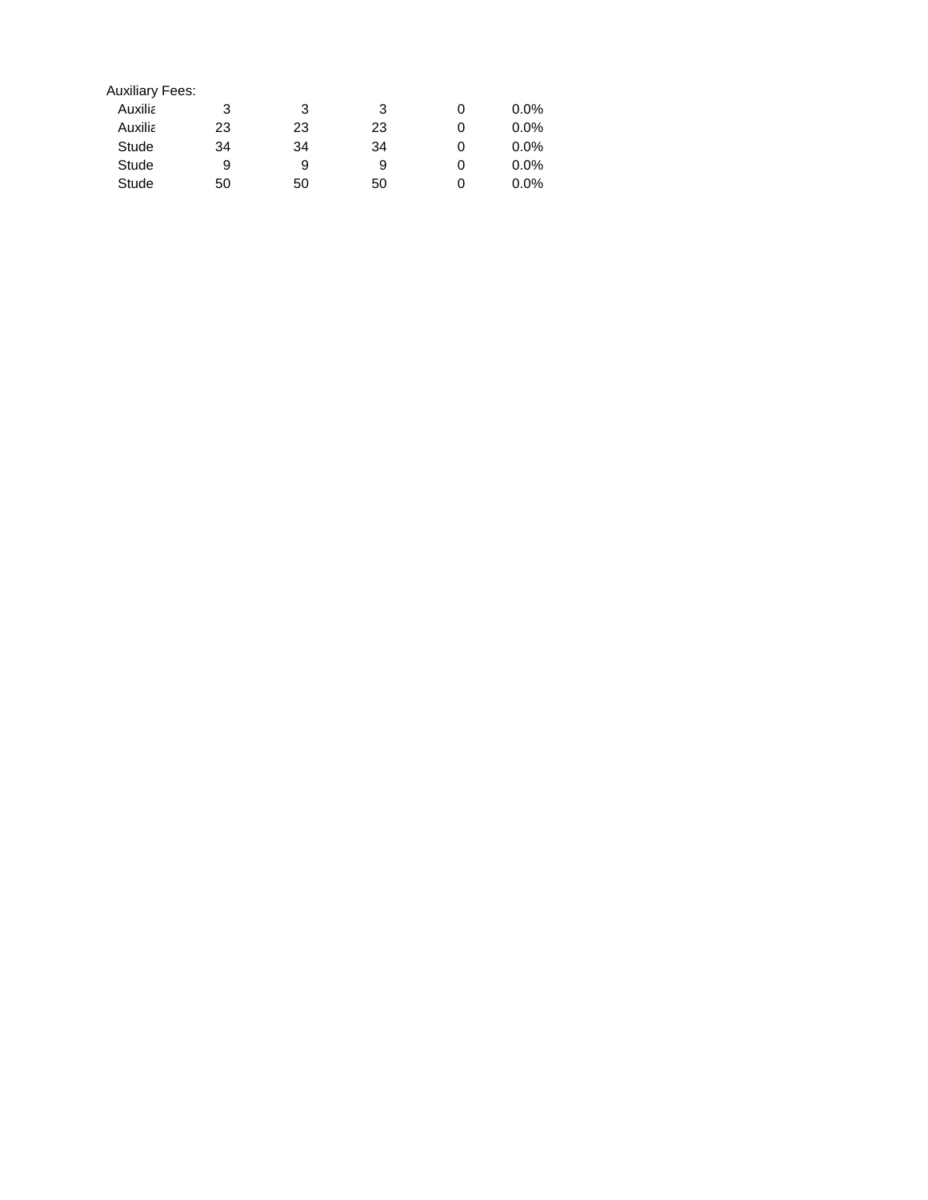Auxiliary Fees:

| | | | | | |
|---|---|---|---|---|---|
| Auxilia | 3 | 3 | 3 | 0 | 0.0% |
| Auxilia | 23 | 23 | 23 | 0 | 0.0% |
| Stude | 34 | 34 | 34 | 0 | 0.0% |
| Stude | 9 | 9 | 9 | 0 | 0.0% |
| Stude | 50 | 50 | 50 | 0 | 0.0% |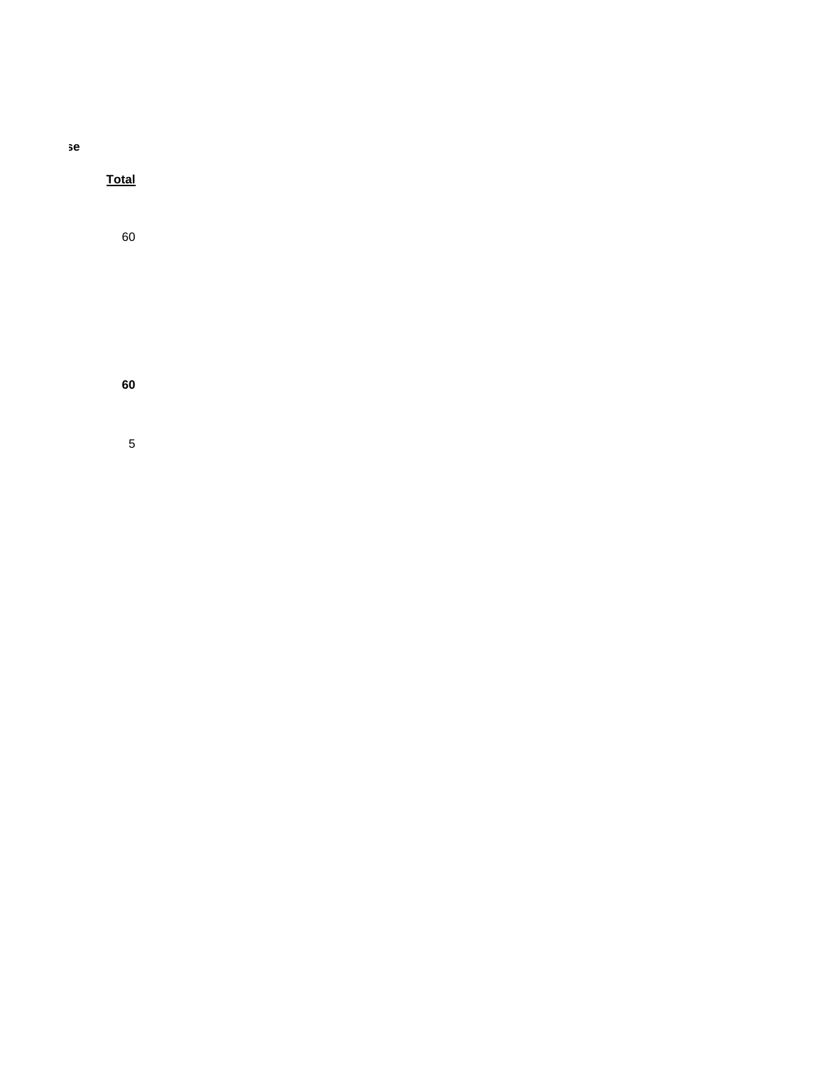se

| Total |
|---|
| 60 |
| **60** |
| 5 |